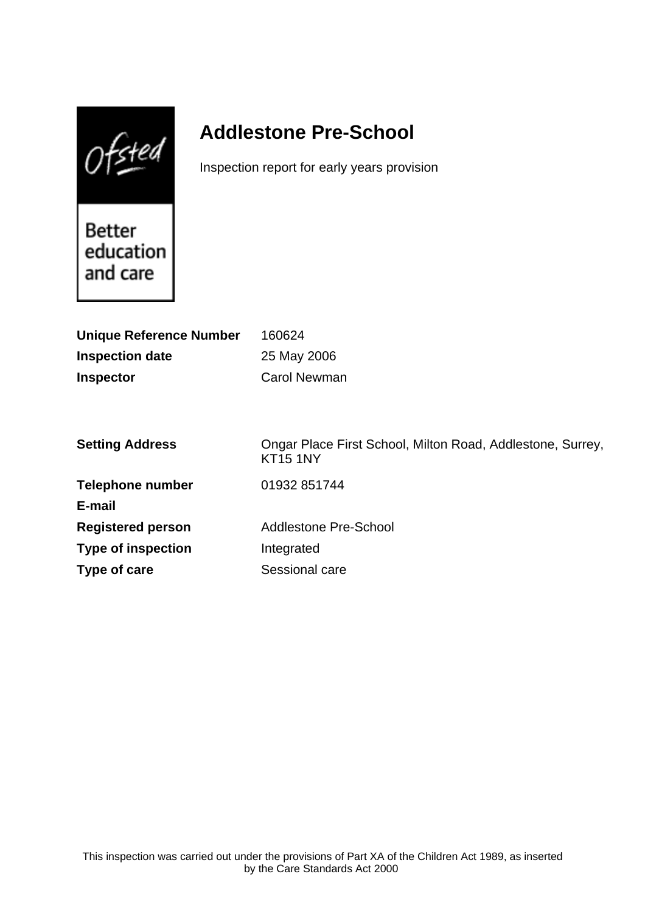# Addlestone Pre-School

Inspection report for early years provision

| | |
|---|---|
| **Unique Reference Number** | 160624 |
| **Inspection date** | 25 May 2006 |
| **Inspector** | Carol Newman |

| | |
|---|---|
| **Setting Address** | Ongar Place First School, Milton Road, Addlestone, Surrey, KT15 1NY |
| **Telephone number** | 01932 851744 |
| **E-mail** | |
| **Registered person** | Addlestone Pre-School |
| **Type of inspection** | Integrated |
| **Type of care** | Sessional care |

This inspection was carried out under the provisions of Part XA of the Children Act 1989, as inserted by the Care Standards Act 2000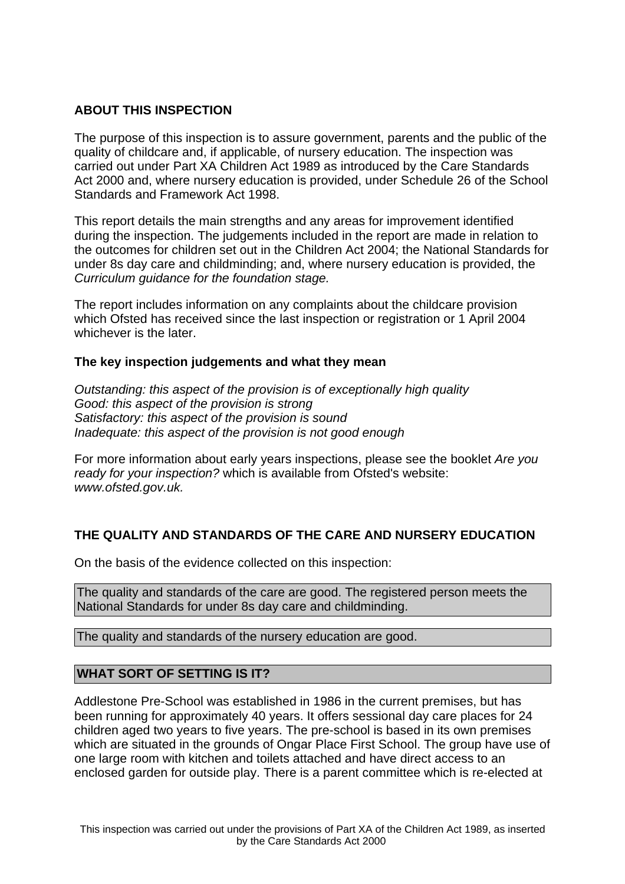## ABOUT THIS INSPECTION

The purpose of this inspection is to assure government, parents and the public of the quality of childcare and, if applicable, of nursery education. The inspection was carried out under Part XA Children Act 1989 as introduced by the Care Standards Act 2000 and, where nursery education is provided, under Schedule 26 of the School Standards and Framework Act 1998.

This report details the main strengths and any areas for improvement identified during the inspection. The judgements included in the report are made in relation to the outcomes for children set out in the Children Act 2004; the National Standards for under 8s day care and childminding; and, where nursery education is provided, the *Curriculum guidance for the foundation stage.*

The report includes information on any complaints about the childcare provision which Ofsted has received since the last inspection or registration or 1 April 2004 whichever is the later.

### The key inspection judgements and what they mean

*Outstanding: this aspect of the provision is of exceptionally high quality*
*Good: this aspect of the provision is strong*
*Satisfactory: this aspect of the provision is sound*
*Inadequate: this aspect of the provision is not good enough*

For more information about early years inspections, please see the booklet *Are you ready for your inspection?* which is available from Ofsted's website: *www.ofsted.gov.uk.*

## THE QUALITY AND STANDARDS OF THE CARE AND NURSERY EDUCATION

On the basis of the evidence collected on this inspection:

The quality and standards of the care are good. The registered person meets the National Standards for under 8s day care and childminding.

The quality and standards of the nursery education are good.

## WHAT SORT OF SETTING IS IT?

Addlestone Pre-School was established in 1986 in the current premises, but has been running for approximately 40 years. It offers sessional day care places for 24 children aged two years to five years. The pre-school is based in its own premises which are situated in the grounds of Ongar Place First School. The group have use of one large room with kitchen and toilets attached and have direct access to an enclosed garden for outside play. There is a parent committee which is re-elected at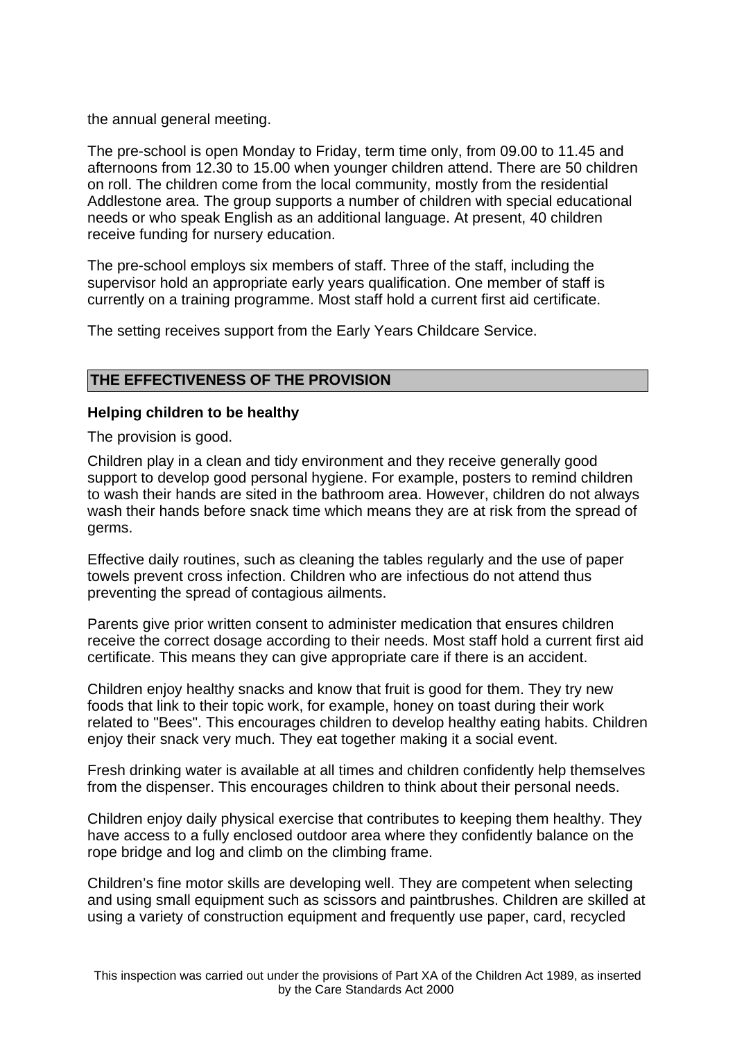the annual general meeting.

The pre-school is open Monday to Friday, term time only, from 09.00 to 11.45 and afternoons from 12.30 to 15.00 when younger children attend. There are 50 children on roll. The children come from the local community, mostly from the residential Addlestone area. The group supports a number of children with special educational needs or who speak English as an additional language. At present, 40 children receive funding for nursery education.

The pre-school employs six members of staff. Three of the staff, including the supervisor hold an appropriate early years qualification. One member of staff is currently on a training programme. Most staff hold a current first aid certificate.

The setting receives support from the Early Years Childcare Service.

## THE EFFECTIVENESS OF THE PROVISION

### Helping children to be healthy

The provision is good.

Children play in a clean and tidy environment and they receive generally good support to develop good personal hygiene. For example, posters to remind children to wash their hands are sited in the bathroom area. However, children do not always wash their hands before snack time which means they are at risk from the spread of germs.

Effective daily routines, such as cleaning the tables regularly and the use of paper towels prevent cross infection. Children who are infectious do not attend thus preventing the spread of contagious ailments.

Parents give prior written consent to administer medication that ensures children receive the correct dosage according to their needs. Most staff hold a current first aid certificate. This means they can give appropriate care if there is an accident.

Children enjoy healthy snacks and know that fruit is good for them. They try new foods that link to their topic work, for example, honey on toast during their work related to "Bees". This encourages children to develop healthy eating habits. Children enjoy their snack very much. They eat together making it a social event.

Fresh drinking water is available at all times and children confidently help themselves from the dispenser. This encourages children to think about their personal needs.

Children enjoy daily physical exercise that contributes to keeping them healthy. They have access to a fully enclosed outdoor area where they confidently balance on the rope bridge and log and climb on the climbing frame.

Children's fine motor skills are developing well. They are competent when selecting and using small equipment such as scissors and paintbrushes. Children are skilled at using a variety of construction equipment and frequently use paper, card, recycled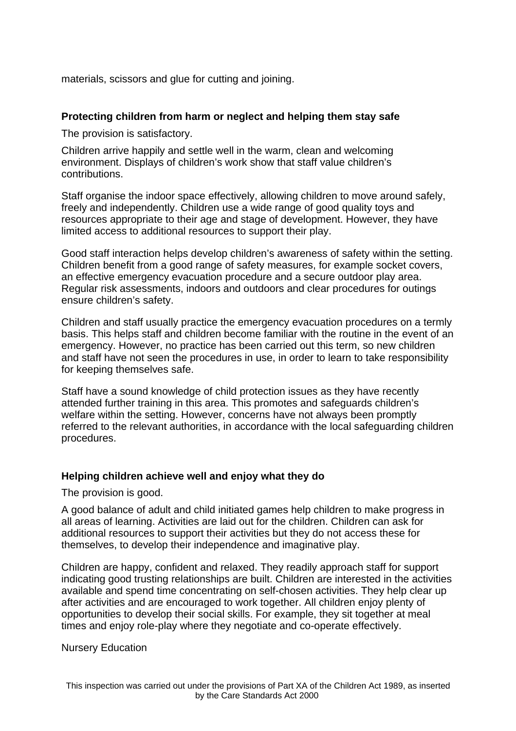materials, scissors and glue for cutting and joining.

### Protecting children from harm or neglect and helping them stay safe

The provision is satisfactory.

Children arrive happily and settle well in the warm, clean and welcoming environment. Displays of children's work show that staff value children's contributions.

Staff organise the indoor space effectively, allowing children to move around safely, freely and independently. Children use a wide range of good quality toys and resources appropriate to their age and stage of development. However, they have limited access to additional resources to support their play.

Good staff interaction helps develop children's awareness of safety within the setting. Children benefit from a good range of safety measures, for example socket covers, an effective emergency evacuation procedure and a secure outdoor play area. Regular risk assessments, indoors and outdoors and clear procedures for outings ensure children's safety.

Children and staff usually practice the emergency evacuation procedures on a termly basis. This helps staff and children become familiar with the routine in the event of an emergency. However, no practice has been carried out this term, so new children and staff have not seen the procedures in use, in order to learn to take responsibility for keeping themselves safe.

Staff have a sound knowledge of child protection issues as they have recently attended further training in this area. This promotes and safeguards children's welfare within the setting. However, concerns have not always been promptly referred to the relevant authorities, in accordance with the local safeguarding children procedures.

### Helping children achieve well and enjoy what they do

The provision is good.

A good balance of adult and child initiated games help children to make progress in all areas of learning. Activities are laid out for the children. Children can ask for additional resources to support their activities but they do not access these for themselves, to develop their independence and imaginative play.

Children are happy, confident and relaxed. They readily approach staff for support indicating good trusting relationships are built. Children are interested in the activities available and spend time concentrating on self-chosen activities. They help clear up after activities and are encouraged to work together. All children enjoy plenty of opportunities to develop their social skills. For example, they sit together at meal times and enjoy role-play where they negotiate and co-operate effectively.

Nursery Education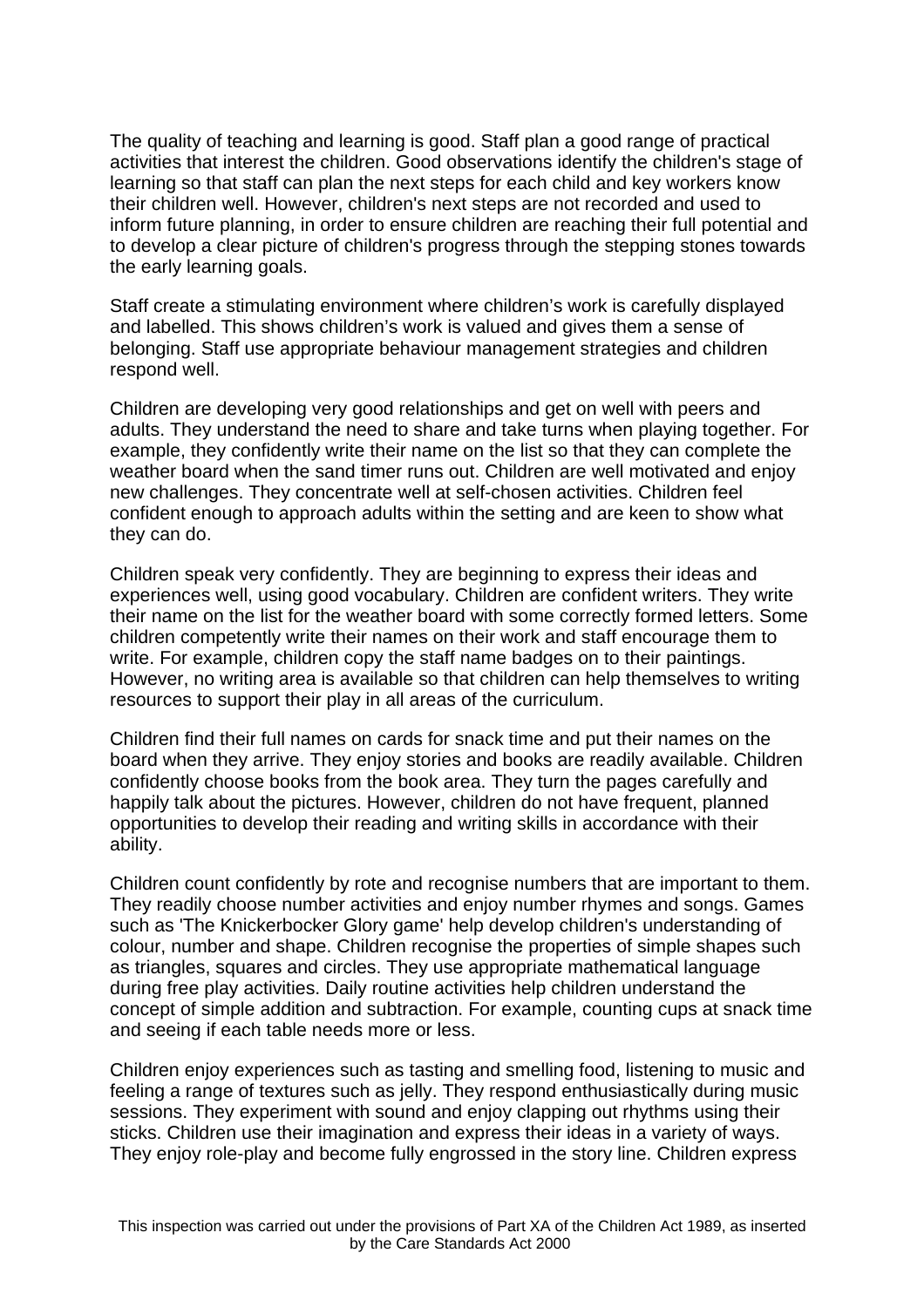The quality of teaching and learning is good. Staff plan a good range of practical activities that interest the children. Good observations identify the children's stage of learning so that staff can plan the next steps for each child and key workers know their children well. However, children's next steps are not recorded and used to inform future planning, in order to ensure children are reaching their full potential and to develop a clear picture of children's progress through the stepping stones towards the early learning goals.

Staff create a stimulating environment where children’s work is carefully displayed and labelled. This shows children’s work is valued and gives them a sense of belonging. Staff use appropriate behaviour management strategies and children respond well.

Children are developing very good relationships and get on well with peers and adults. They understand the need to share and take turns when playing together. For example, they confidently write their name on the list so that they can complete the weather board when the sand timer runs out. Children are well motivated and enjoy new challenges. They concentrate well at self-chosen activities. Children feel confident enough to approach adults within the setting and are keen to show what they can do.

Children speak very confidently. They are beginning to express their ideas and experiences well, using good vocabulary. Children are confident writers. They write their name on the list for the weather board with some correctly formed letters. Some children competently write their names on their work and staff encourage them to write. For example, children copy the staff name badges on to their paintings. However, no writing area is available so that children can help themselves to writing resources to support their play in all areas of the curriculum.

Children find their full names on cards for snack time and put their names on the board when they arrive. They enjoy stories and books are readily available. Children confidently choose books from the book area. They turn the pages carefully and happily talk about the pictures. However, children do not have frequent, planned opportunities to develop their reading and writing skills in accordance with their ability.

Children count confidently by rote and recognise numbers that are important to them. They readily choose number activities and enjoy number rhymes and songs. Games such as 'The Knickerbocker Glory game' help develop children's understanding of colour, number and shape. Children recognise the properties of simple shapes such as triangles, squares and circles. They use appropriate mathematical language during free play activities. Daily routine activities help children understand the concept of simple addition and subtraction. For example, counting cups at snack time and seeing if each table needs more or less.

Children enjoy experiences such as tasting and smelling food, listening to music and feeling a range of textures such as jelly. They respond enthusiastically during music sessions. They experiment with sound and enjoy clapping out rhythms using their sticks. Children use their imagination and express their ideas in a variety of ways. They enjoy role-play and become fully engrossed in the story line. Children express

This inspection was carried out under the provisions of Part XA of the Children Act 1989, as inserted by the Care Standards Act 2000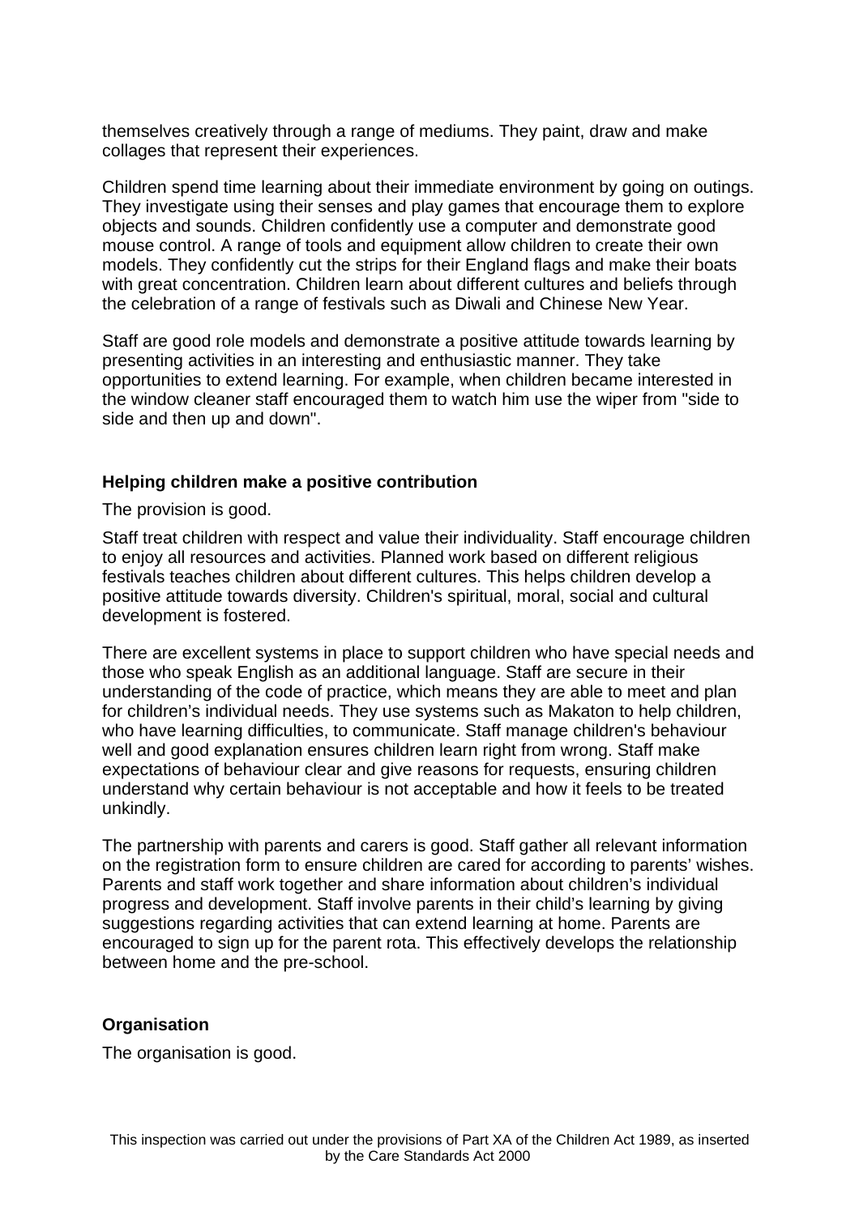themselves creatively through a range of mediums. They paint, draw and make collages that represent their experiences.

Children spend time learning about their immediate environment by going on outings. They investigate using their senses and play games that encourage them to explore objects and sounds. Children confidently use a computer and demonstrate good mouse control. A range of tools and equipment allow children to create their own models. They confidently cut the strips for their England flags and make their boats with great concentration. Children learn about different cultures and beliefs through the celebration of a range of festivals such as Diwali and Chinese New Year.

Staff are good role models and demonstrate a positive attitude towards learning by presenting activities in an interesting and enthusiastic manner. They take opportunities to extend learning. For example, when children became interested in the window cleaner staff encouraged them to watch him use the wiper from "side to side and then up and down".

**Helping children make a positive contribution**

The provision is good.

Staff treat children with respect and value their individuality. Staff encourage children to enjoy all resources and activities. Planned work based on different religious festivals teaches children about different cultures. This helps children develop a positive attitude towards diversity. Children's spiritual, moral, social and cultural development is fostered.

There are excellent systems in place to support children who have special needs and those who speak English as an additional language. Staff are secure in their understanding of the code of practice, which means they are able to meet and plan for children's individual needs. They use systems such as Makaton to help children, who have learning difficulties, to communicate. Staff manage children's behaviour well and good explanation ensures children learn right from wrong. Staff make expectations of behaviour clear and give reasons for requests, ensuring children understand why certain behaviour is not acceptable and how it feels to be treated unkindly.

The partnership with parents and carers is good. Staff gather all relevant information on the registration form to ensure children are cared for according to parents' wishes. Parents and staff work together and share information about children's individual progress and development. Staff involve parents in their child's learning by giving suggestions regarding activities that can extend learning at home. Parents are encouraged to sign up for the parent rota. This effectively develops the relationship between home and the pre-school.

**Organisation**

The organisation is good.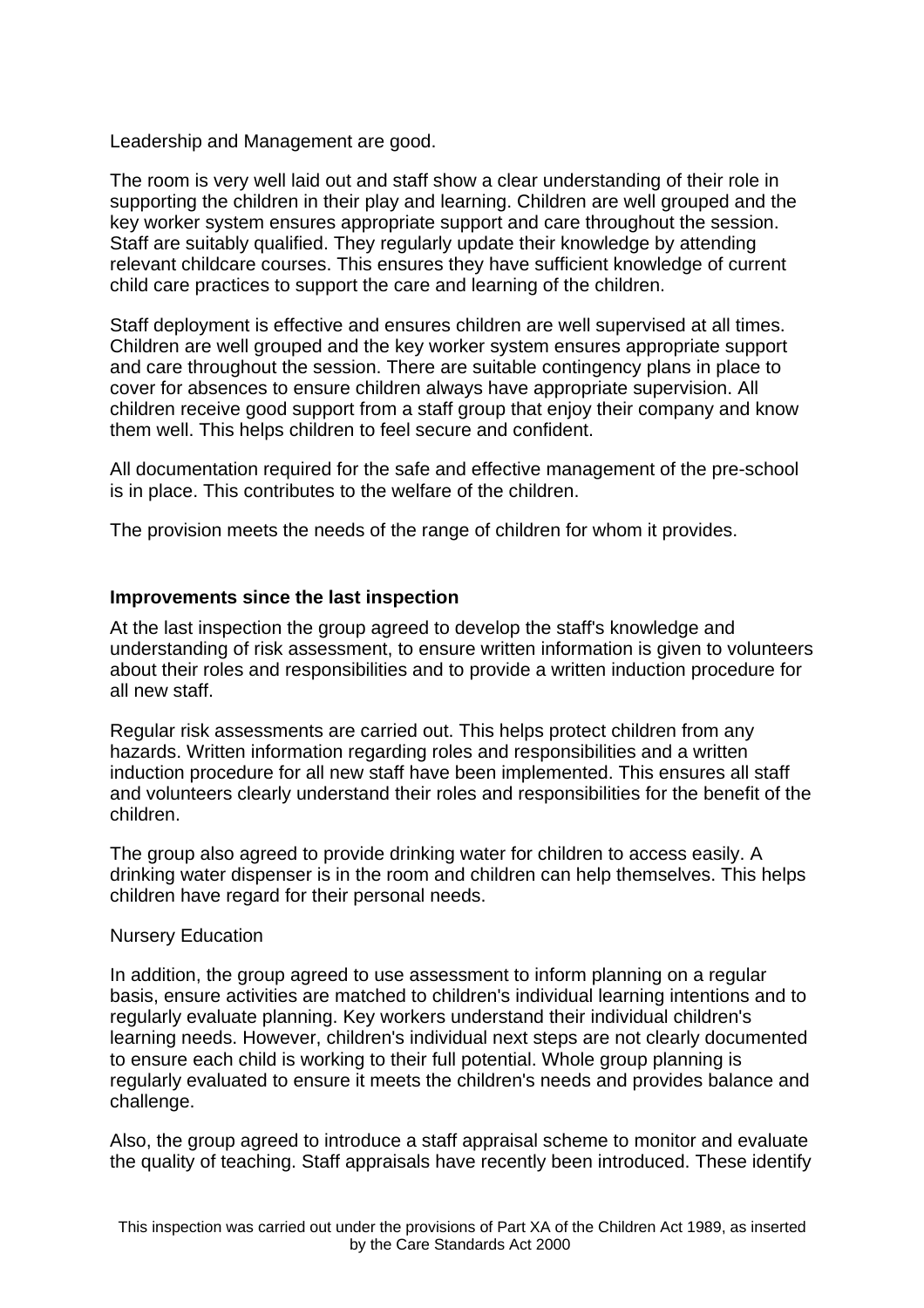Leadership and Management are good.

The room is very well laid out and staff show a clear understanding of their role in supporting the children in their play and learning. Children are well grouped and the key worker system ensures appropriate support and care throughout the session. Staff are suitably qualified. They regularly update their knowledge by attending relevant childcare courses. This ensures they have sufficient knowledge of current child care practices to support the care and learning of the children.

Staff deployment is effective and ensures children are well supervised at all times. Children are well grouped and the key worker system ensures appropriate support and care throughout the session. There are suitable contingency plans in place to cover for absences to ensure children always have appropriate supervision. All children receive good support from a staff group that enjoy their company and know them well. This helps children to feel secure and confident.

All documentation required for the safe and effective management of the pre-school is in place. This contributes to the welfare of the children.

The provision meets the needs of the range of children for whom it provides.

**Improvements since the last inspection**

At the last inspection the group agreed to develop the staff's knowledge and understanding of risk assessment, to ensure written information is given to volunteers about their roles and responsibilities and to provide a written induction procedure for all new staff.

Regular risk assessments are carried out. This helps protect children from any hazards. Written information regarding roles and responsibilities and a written induction procedure for all new staff have been implemented. This ensures all staff and volunteers clearly understand their roles and responsibilities for the benefit of the children.

The group also agreed to provide drinking water for children to access easily. A drinking water dispenser is in the room and children can help themselves. This helps children have regard for their personal needs.

Nursery Education

In addition, the group agreed to use assessment to inform planning on a regular basis, ensure activities are matched to children's individual learning intentions and to regularly evaluate planning. Key workers understand their individual children's learning needs. However, children's individual next steps are not clearly documented to ensure each child is working to their full potential. Whole group planning is regularly evaluated to ensure it meets the children's needs and provides balance and challenge.

Also, the group agreed to introduce a staff appraisal scheme to monitor and evaluate the quality of teaching. Staff appraisals have recently been introduced. These identify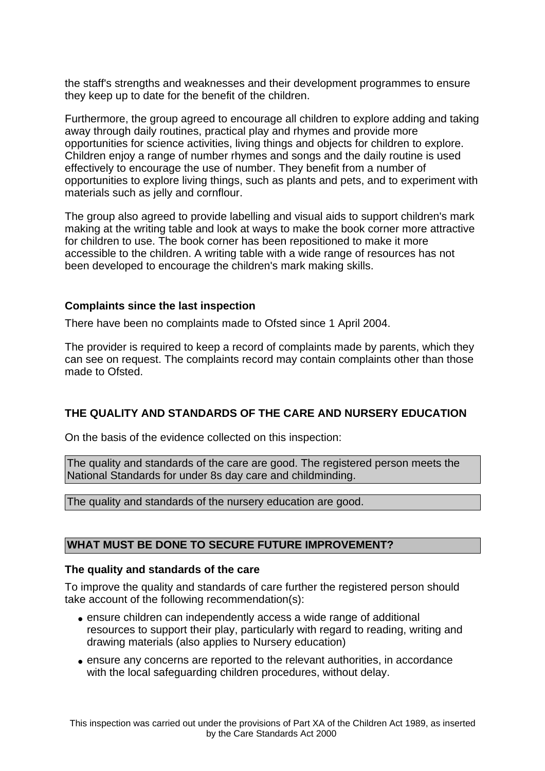the staff's strengths and weaknesses and their development programmes to ensure they keep up to date for the benefit of the children.

Furthermore, the group agreed to encourage all children to explore adding and taking away through daily routines, practical play and rhymes and provide more opportunities for science activities, living things and objects for children to explore. Children enjoy a range of number rhymes and songs and the daily routine is used effectively to encourage the use of number. They benefit from a number of opportunities to explore living things, such as plants and pets, and to experiment with materials such as jelly and cornflour.

The group also agreed to provide labelling and visual aids to support children's mark making at the writing table and look at ways to make the book corner more attractive for children to use. The book corner has been repositioned to make it more accessible to the children. A writing table with a wide range of resources has not been developed to encourage the children's mark making skills.

### Complaints since the last inspection

There have been no complaints made to Ofsted since 1 April 2004.

The provider is required to keep a record of complaints made by parents, which they can see on request. The complaints record may contain complaints other than those made to Ofsted.

### THE QUALITY AND STANDARDS OF THE CARE AND NURSERY EDUCATION

On the basis of the evidence collected on this inspection:

The quality and standards of the care are good. The registered person meets the National Standards for under 8s day care and childminding.

The quality and standards of the nursery education are good.

### WHAT MUST BE DONE TO SECURE FUTURE IMPROVEMENT?

#### The quality and standards of the care

To improve the quality and standards of care further the registered person should take account of the following recommendation(s):

- ensure children can independently access a wide range of additional resources to support their play, particularly with regard to reading, writing and drawing materials (also applies to Nursery education)
- ensure any concerns are reported to the relevant authorities, in accordance with the local safeguarding children procedures, without delay.

This inspection was carried out under the provisions of Part XA of the Children Act 1989, as inserted by the Care Standards Act 2000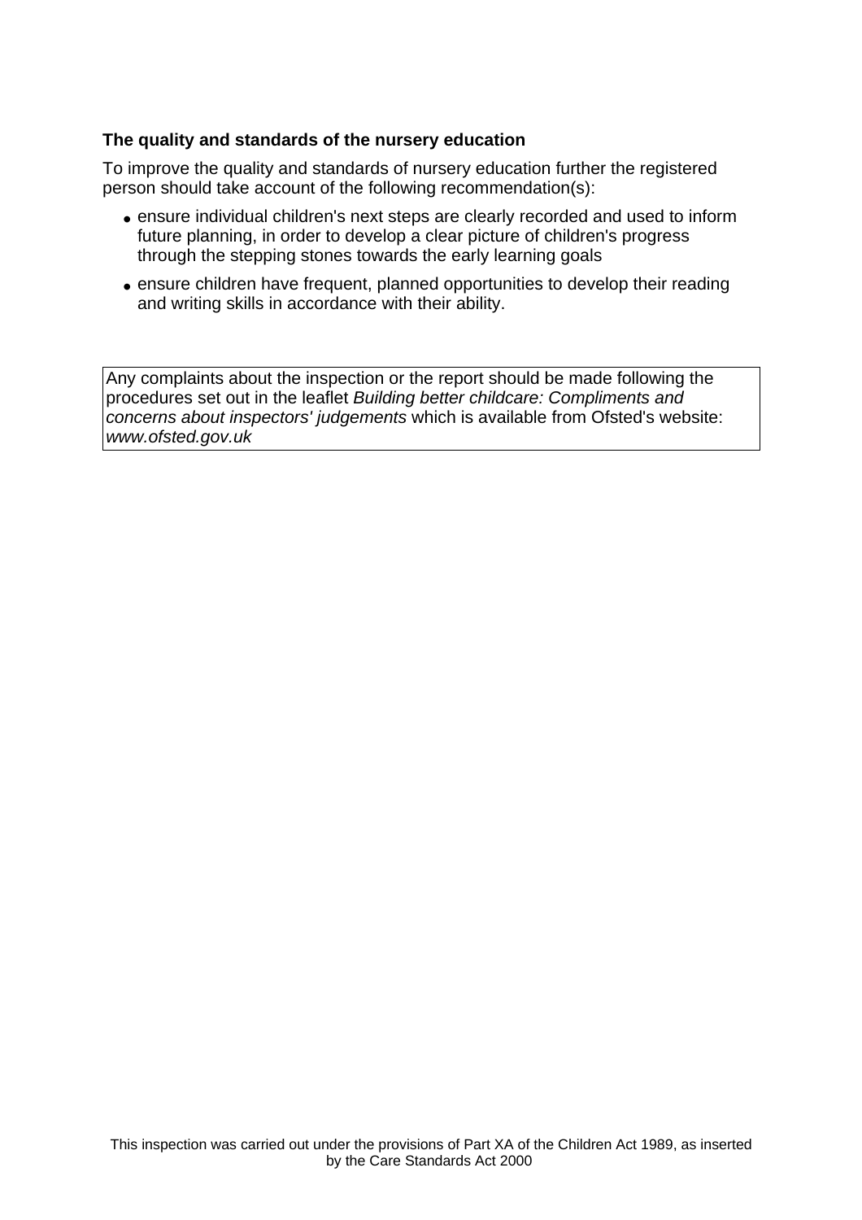**The quality and standards of the nursery education**

To improve the quality and standards of nursery education further the registered person should take account of the following recommendation(s):

- ensure individual children's next steps are clearly recorded and used to inform future planning, in order to develop a clear picture of children's progress through the stepping stones towards the early learning goals
- ensure children have frequent, planned opportunities to develop their reading and writing skills in accordance with their ability.

Any complaints about the inspection or the report should be made following the procedures set out in the leaflet *Building better childcare: Compliments and concerns about inspectors' judgements* which is available from Ofsted's website: *www.ofsted.gov.uk*

This inspection was carried out under the provisions of Part XA of the Children Act 1989, as inserted by the Care Standards Act 2000